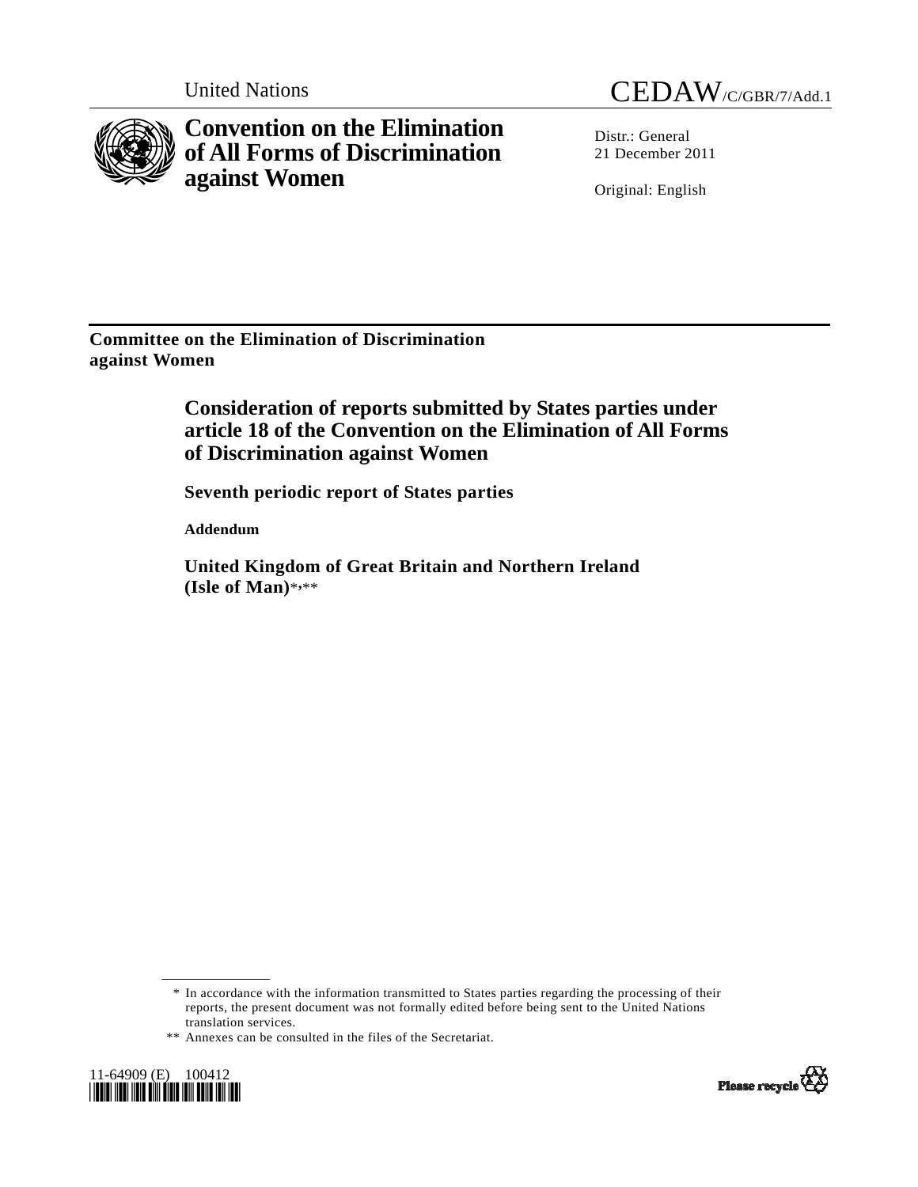United Nations

CEDAW/C/GBR/7/Add.1

# Convention on the Elimination of All Forms of Discrimination against Women

Distr.: General
21 December 2011

Original: English

**Committee on the Elimination of Discrimination against Women**

## Consideration of reports submitted by States parties under article 18 of the Convention on the Elimination of All Forms of Discrimination against Women

### Seventh periodic report of States parties

**Addendum**

### United Kingdom of Great Britain and Northern Ireland (Isle of Man)*,**

---

\* In accordance with the information transmitted to States parties regarding the processing of their reports, the present document was not formally edited before being sent to the United Nations translation services.

\*\* Annexes can be consulted in the files of the Secretariat.

11-64909 (E) 100412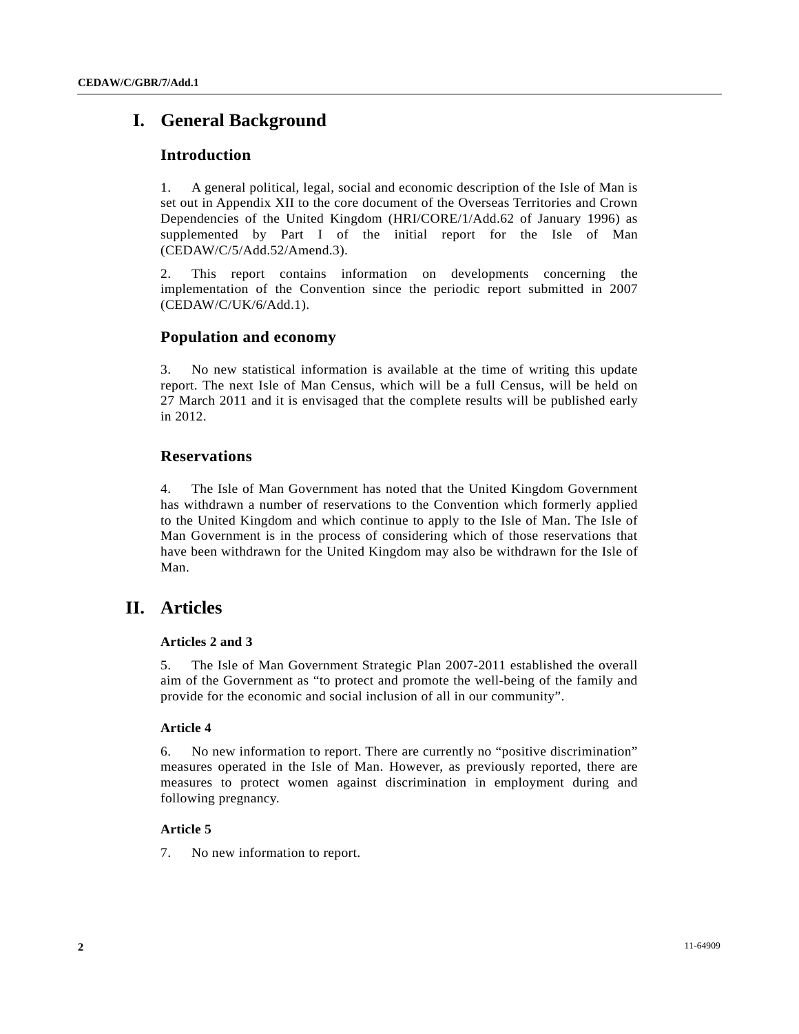# I. General Background

## Introduction

1. A general political, legal, social and economic description of the Isle of Man is set out in Appendix XII to the core document of the Overseas Territories and Crown Dependencies of the United Kingdom (HRI/CORE/1/Add.62 of January 1996) as supplemented by Part I of the initial report for the Isle of Man (CEDAW/C/5/Add.52/Amend.3).

2. This report contains information on developments concerning the implementation of the Convention since the periodic report submitted in 2007 (CEDAW/C/UK/6/Add.1).

## Population and economy

3. No new statistical information is available at the time of writing this update report. The next Isle of Man Census, which will be a full Census, will be held on 27 March 2011 and it is envisaged that the complete results will be published early in 2012.

## Reservations

4. The Isle of Man Government has noted that the United Kingdom Government has withdrawn a number of reservations to the Convention which formerly applied to the United Kingdom and which continue to apply to the Isle of Man. The Isle of Man Government is in the process of considering which of those reservations that have been withdrawn for the United Kingdom may also be withdrawn for the Isle of Man.

# II. Articles

### Articles 2 and 3

5. The Isle of Man Government Strategic Plan 2007-2011 established the overall aim of the Government as "to protect and promote the well-being of the family and provide for the economic and social inclusion of all in our community".

### Article 4

6. No new information to report. There are currently no "positive discrimination" measures operated in the Isle of Man. However, as previously reported, there are measures to protect women against discrimination in employment during and following pregnancy.

### Article 5

7. No new information to report.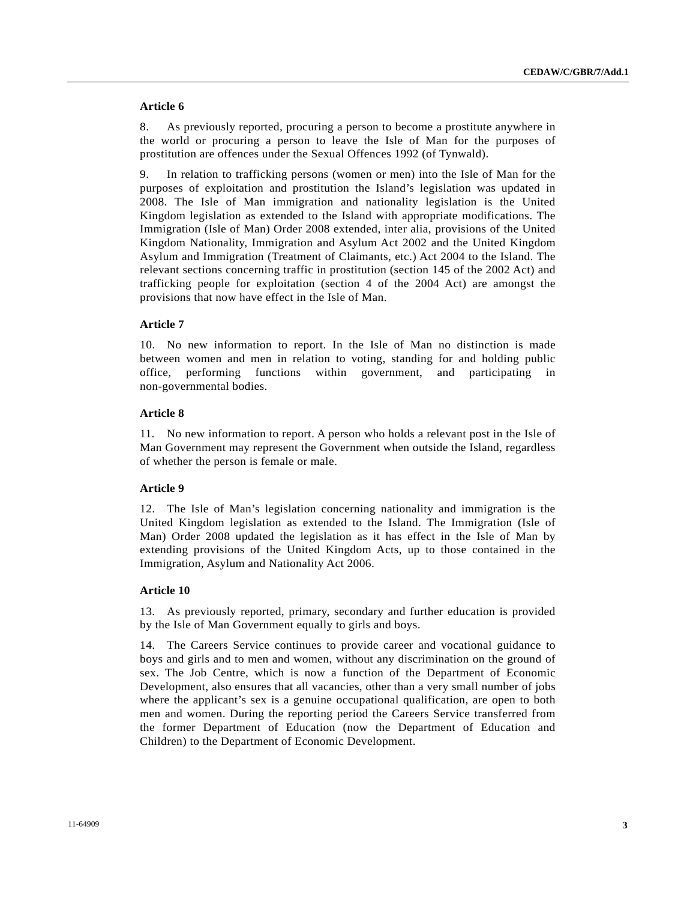**Article 6**

8. As previously reported, procuring a person to become a prostitute anywhere in the world or procuring a person to leave the Isle of Man for the purposes of prostitution are offences under the Sexual Offences 1992 (of Tynwald).

9. In relation to trafficking persons (women or men) into the Isle of Man for the purposes of exploitation and prostitution the Island's legislation was updated in 2008. The Isle of Man immigration and nationality legislation is the United Kingdom legislation as extended to the Island with appropriate modifications. The Immigration (Isle of Man) Order 2008 extended, inter alia, provisions of the United Kingdom Nationality, Immigration and Asylum Act 2002 and the United Kingdom Asylum and Immigration (Treatment of Claimants, etc.) Act 2004 to the Island. The relevant sections concerning traffic in prostitution (section 145 of the 2002 Act) and trafficking people for exploitation (section 4 of the 2004 Act) are amongst the provisions that now have effect in the Isle of Man.

**Article 7**

10. No new information to report. In the Isle of Man no distinction is made between women and men in relation to voting, standing for and holding public office, performing functions within government, and participating in non-governmental bodies.

**Article 8**

11. No new information to report. A person who holds a relevant post in the Isle of Man Government may represent the Government when outside the Island, regardless of whether the person is female or male.

**Article 9**

12. The Isle of Man's legislation concerning nationality and immigration is the United Kingdom legislation as extended to the Island. The Immigration (Isle of Man) Order 2008 updated the legislation as it has effect in the Isle of Man by extending provisions of the United Kingdom Acts, up to those contained in the Immigration, Asylum and Nationality Act 2006.

**Article 10**

13. As previously reported, primary, secondary and further education is provided by the Isle of Man Government equally to girls and boys.

14. The Careers Service continues to provide career and vocational guidance to boys and girls and to men and women, without any discrimination on the ground of sex. The Job Centre, which is now a function of the Department of Economic Development, also ensures that all vacancies, other than a very small number of jobs where the applicant's sex is a genuine occupational qualification, are open to both men and women. During the reporting period the Careers Service transferred from the former Department of Education (now the Department of Education and Children) to the Department of Economic Development.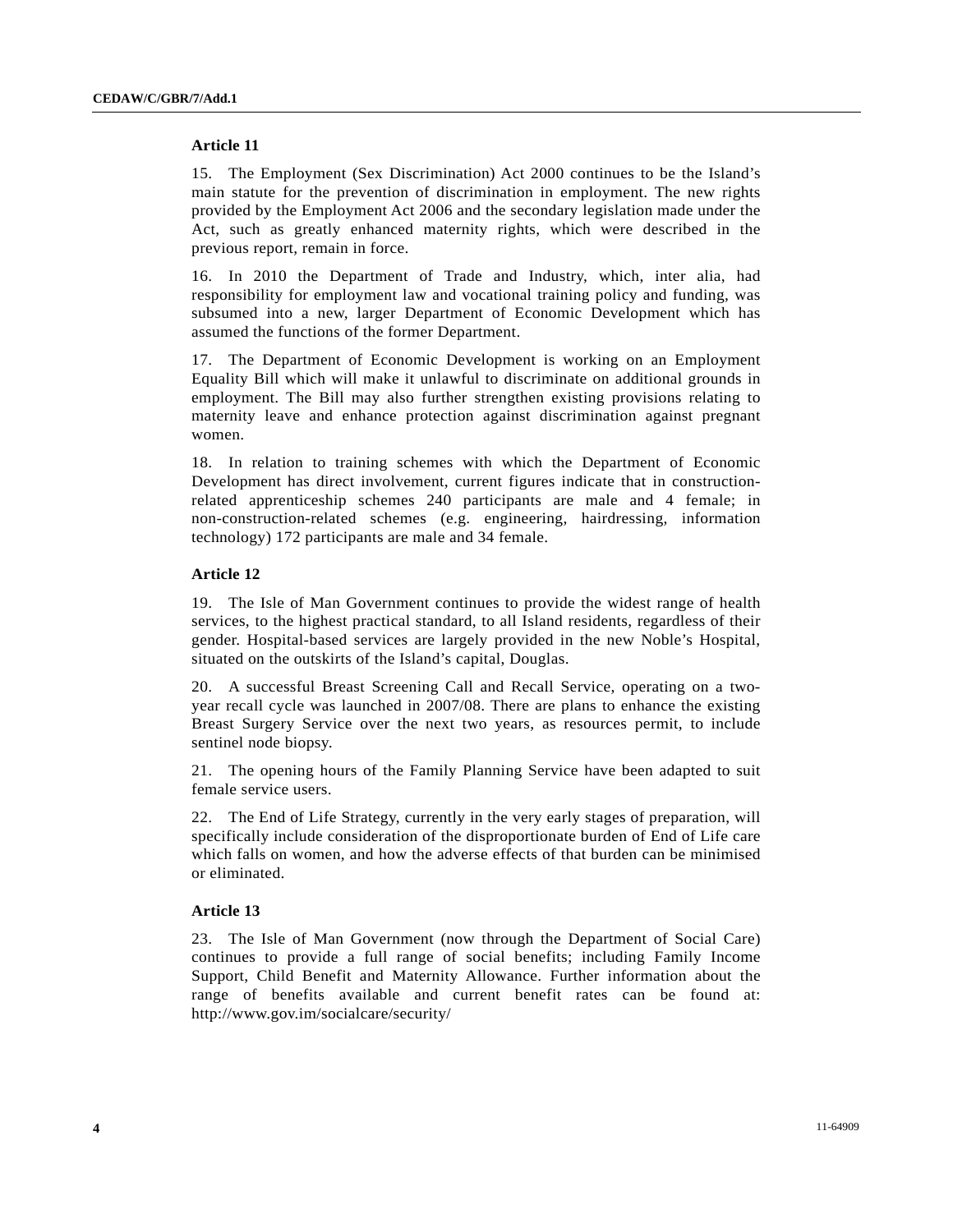### Article 11

15. The Employment (Sex Discrimination) Act 2000 continues to be the Island's main statute for the prevention of discrimination in employment. The new rights provided by the Employment Act 2006 and the secondary legislation made under the Act, such as greatly enhanced maternity rights, which were described in the previous report, remain in force.

16. In 2010 the Department of Trade and Industry, which, inter alia, had responsibility for employment law and vocational training policy and funding, was subsumed into a new, larger Department of Economic Development which has assumed the functions of the former Department.

17. The Department of Economic Development is working on an Employment Equality Bill which will make it unlawful to discriminate on additional grounds in employment. The Bill may also further strengthen existing provisions relating to maternity leave and enhance protection against discrimination against pregnant women.

18. In relation to training schemes with which the Department of Economic Development has direct involvement, current figures indicate that in construction-related apprenticeship schemes 240 participants are male and 4 female; in non-construction-related schemes (e.g. engineering, hairdressing, information technology) 172 participants are male and 34 female.

### Article 12

19. The Isle of Man Government continues to provide the widest range of health services, to the highest practical standard, to all Island residents, regardless of their gender. Hospital-based services are largely provided in the new Noble's Hospital, situated on the outskirts of the Island's capital, Douglas.

20. A successful Breast Screening Call and Recall Service, operating on a two-year recall cycle was launched in 2007/08. There are plans to enhance the existing Breast Surgery Service over the next two years, as resources permit, to include sentinel node biopsy.

21. The opening hours of the Family Planning Service have been adapted to suit female service users.

22. The End of Life Strategy, currently in the very early stages of preparation, will specifically include consideration of the disproportionate burden of End of Life care which falls on women, and how the adverse effects of that burden can be minimised or eliminated.

### Article 13

23. The Isle of Man Government (now through the Department of Social Care) continues to provide a full range of social benefits; including Family Income Support, Child Benefit and Maternity Allowance. Further information about the range of benefits available and current benefit rates can be found at: http://www.gov.im/socialcare/security/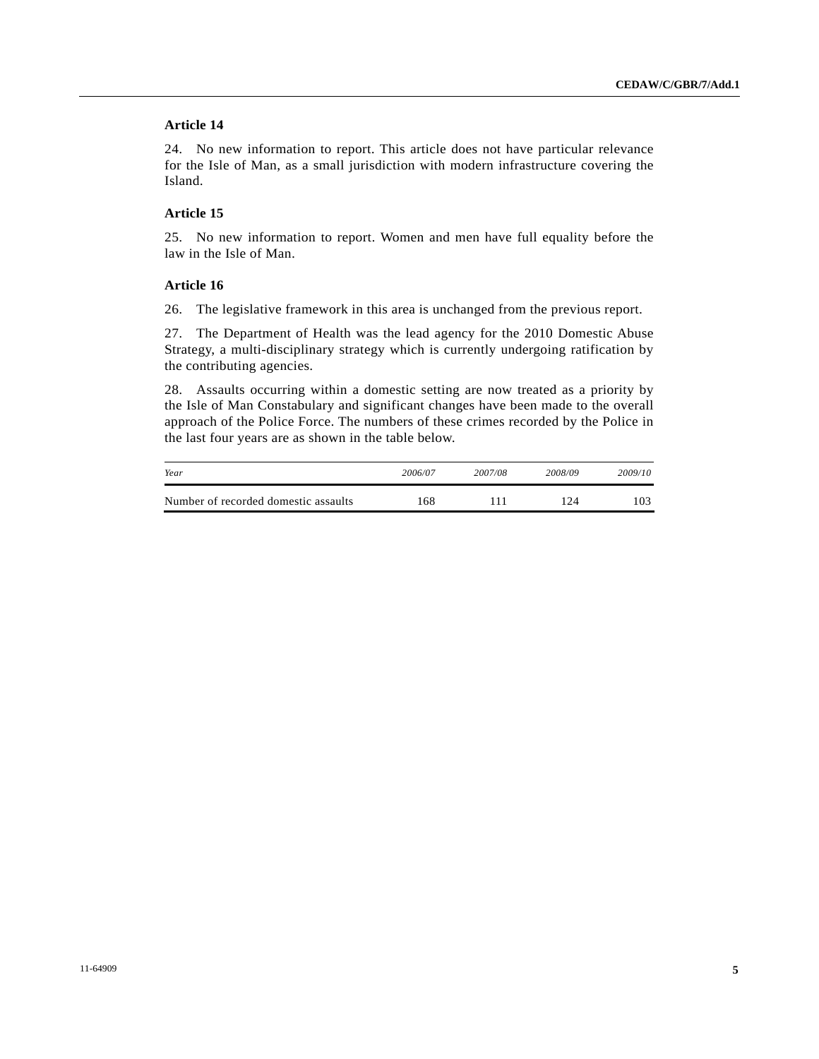### Article 14

24. No new information to report. This article does not have particular relevance for the Isle of Man, as a small jurisdiction with modern infrastructure covering the Island.

### Article 15

25. No new information to report. Women and men have full equality before the law in the Isle of Man.

### Article 16

26. The legislative framework in this area is unchanged from the previous report.

27. The Department of Health was the lead agency for the 2010 Domestic Abuse Strategy, a multi-disciplinary strategy which is currently undergoing ratification by the contributing agencies.

28. Assaults occurring within a domestic setting are now treated as a priority by the Isle of Man Constabulary and significant changes have been made to the overall approach of the Police Force. The numbers of these crimes recorded by the Police in the last four years are as shown in the table below.

| *Year* | *2006/07* | *2007/08* | *2008/09* | *2009/10* |
|---|---|---|---|---|
| Number of recorded domestic assaults | 168 | 111 | 124 | 103 |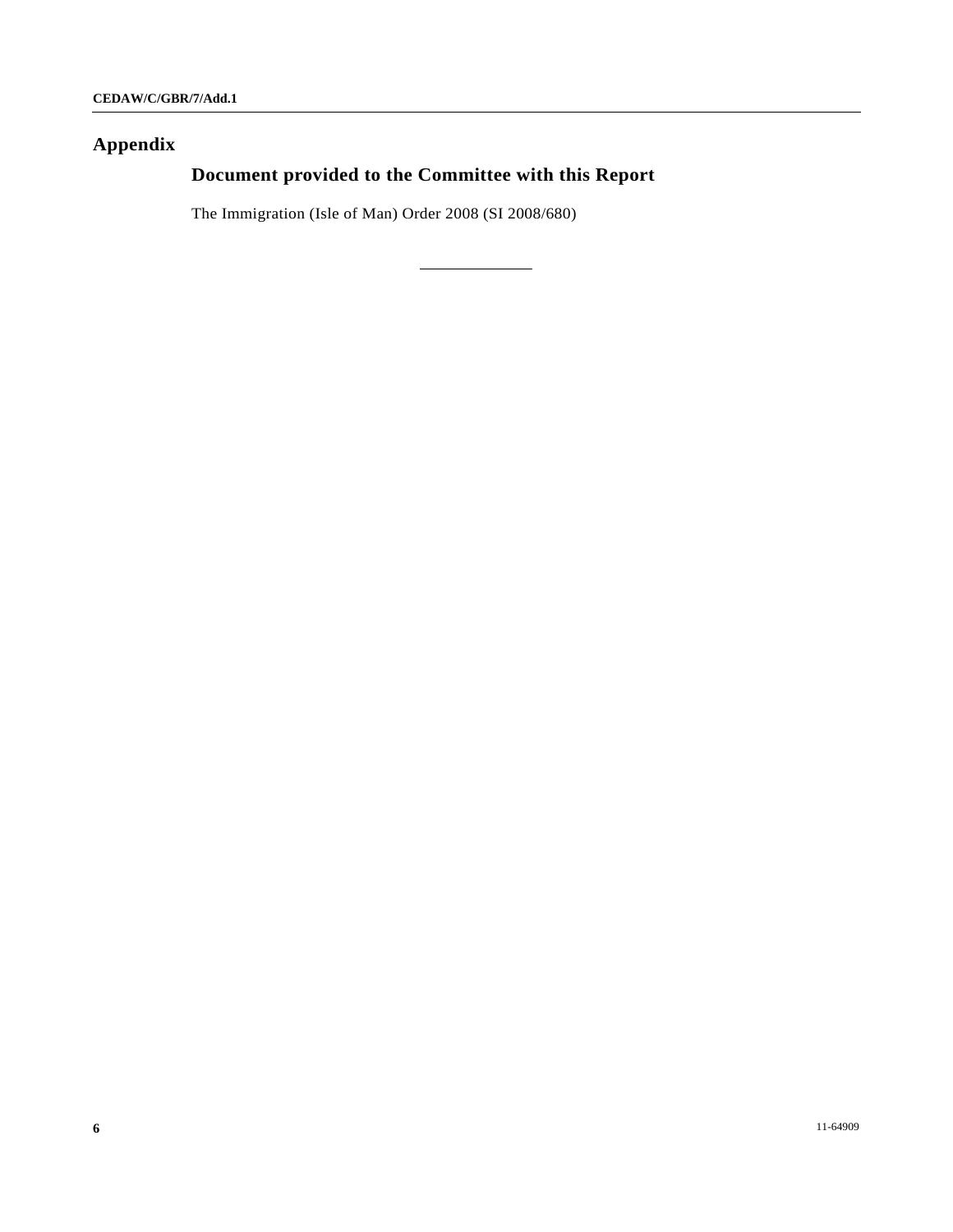# Appendix

## Document provided to the Committee with this Report

The Immigration (Isle of Man) Order 2008 (SI 2008/680)